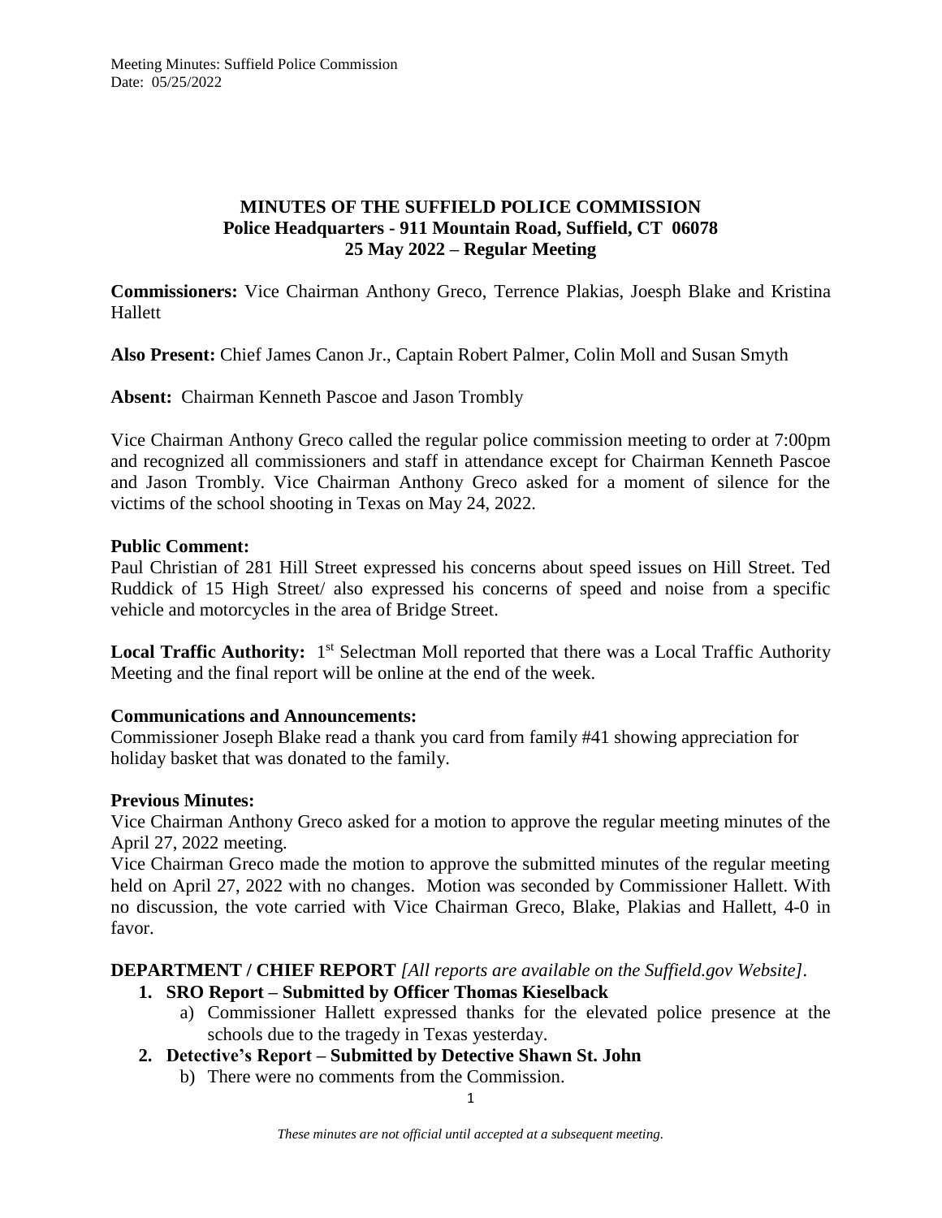# MINUTES OF THE SUFFIELD POLICE COMMISSION
## Police Headquarters - 911 Mountain Road, Suffield, CT 06078
## 25 May 2022 – Regular Meeting

**Commissioners:** Vice Chairman Anthony Greco, Terrence Plakias, Joesph Blake and Kristina Hallett

**Also Present:** Chief James Canon Jr., Captain Robert Palmer, Colin Moll and Susan Smyth

**Absent:** Chairman Kenneth Pascoe and Jason Trombly

Vice Chairman Anthony Greco called the regular police commission meeting to order at 7:00pm and recognized all commissioners and staff in attendance except for Chairman Kenneth Pascoe and Jason Trombly. Vice Chairman Anthony Greco asked for a moment of silence for the victims of the school shooting in Texas on May 24, 2022.

**Public Comment:**
Paul Christian of 281 Hill Street expressed his concerns about speed issues on Hill Street. Ted Ruddick of 15 High Street/ also expressed his concerns of speed and noise from a specific vehicle and motorcycles in the area of Bridge Street.

**Local Traffic Authority:** 1st Selectman Moll reported that there was a Local Traffic Authority Meeting and the final report will be online at the end of the week.

**Communications and Announcements:**
Commissioner Joseph Blake read a thank you card from family #41 showing appreciation for holiday basket that was donated to the family.

**Previous Minutes:**
Vice Chairman Anthony Greco asked for a motion to approve the regular meeting minutes of the April 27, 2022 meeting.
Vice Chairman Greco made the motion to approve the submitted minutes of the regular meeting held on April 27, 2022 with no changes. Motion was seconded by Commissioner Hallett. With no discussion, the vote carried with Vice Chairman Greco, Blake, Plakias and Hallett, 4-0 in favor.

**DEPARTMENT / CHIEF REPORT** *[All reports are available on the Suffield.gov Website]*.

1. **SRO Report – Submitted by Officer Thomas Kieselback**
   a) Commissioner Hallett expressed thanks for the elevated police presence at the schools due to the tragedy in Texas yesterday.
2. **Detective's Report – Submitted by Detective Shawn St. John**
   b) There were no comments from the Commission.

*These minutes are not official until accepted at a subsequent meeting.*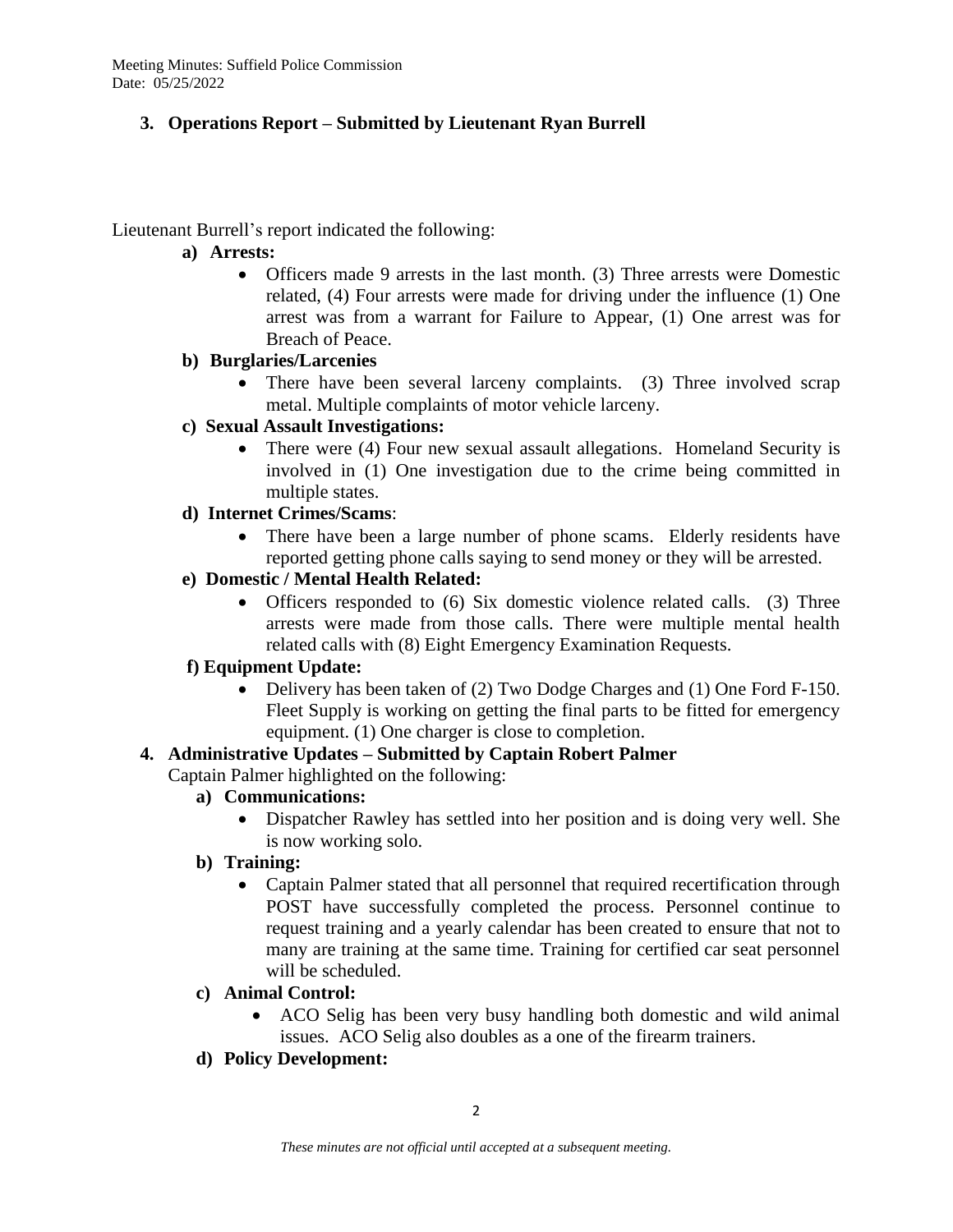## 3. Operations Report – Submitted by Lieutenant Ryan Burrell

Lieutenant Burrell's report indicated the following:

**a) Arrests:**

- Officers made 9 arrests in the last month. (3) Three arrests were Domestic related, (4) Four arrests were made for driving under the influence (1) One arrest was from a warrant for Failure to Appear, (1) One arrest was for Breach of Peace.

**b) Burglaries/Larcenies**

- There have been several larceny complaints. (3) Three involved scrap metal. Multiple complaints of motor vehicle larceny.

**c) Sexual Assault Investigations:**

- There were (4) Four new sexual assault allegations. Homeland Security is involved in (1) One investigation due to the crime being committed in multiple states.

**d) Internet Crimes/Scams**:

- There have been a large number of phone scams. Elderly residents have reported getting phone calls saying to send money or they will be arrested.

**e) Domestic / Mental Health Related:**

- Officers responded to (6) Six domestic violence related calls. (3) Three arrests were made from those calls. There were multiple mental health related calls with (8) Eight Emergency Examination Requests.

**f) Equipment Update:**

- Delivery has been taken of (2) Two Dodge Charges and (1) One Ford F-150. Fleet Supply is working on getting the final parts to be fitted for emergency equipment. (1) One charger is close to completion.

## 4. Administrative Updates – Submitted by Captain Robert Palmer

Captain Palmer highlighted on the following:

**a) Communications:**

- Dispatcher Rawley has settled into her position and is doing very well. She is now working solo.

**b) Training:**

- Captain Palmer stated that all personnel that required recertification through POST have successfully completed the process. Personnel continue to request training and a yearly calendar has been created to ensure that not to many are training at the same time. Training for certified car seat personnel will be scheduled.

**c) Animal Control:**

- ACO Selig has been very busy handling both domestic and wild animal issues. ACO Selig also doubles as a one of the firearm trainers.

**d) Policy Development:**

*These minutes are not official until accepted at a subsequent meeting.*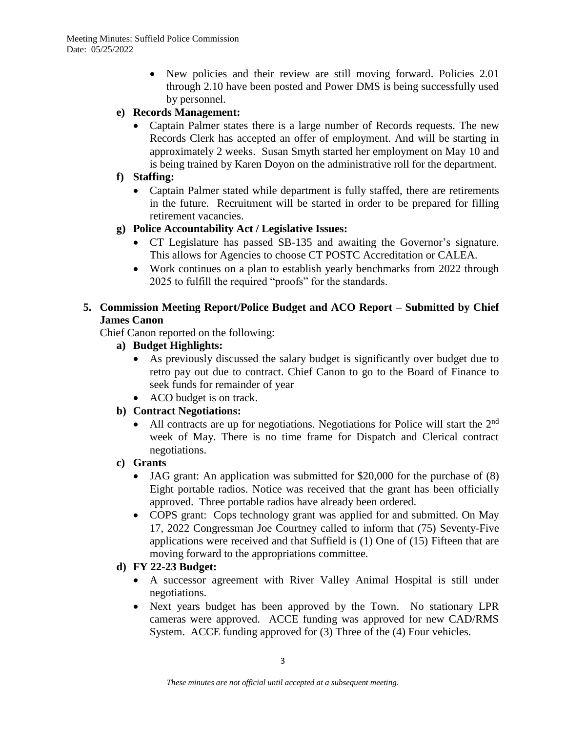- New policies and their review are still moving forward. Policies 2.01 through 2.10 have been posted and Power DMS is being successfully used by personnel.

**e) Records Management:**

- Captain Palmer states there is a large number of Records requests. The new Records Clerk has accepted an offer of employment. And will be starting in approximately 2 weeks. Susan Smyth started her employment on May 10 and is being trained by Karen Doyon on the administrative roll for the department.

**f) Staffing:**

- Captain Palmer stated while department is fully staffed, there are retirements in the future. Recruitment will be started in order to be prepared for filling retirement vacancies.

**g) Police Accountability Act / Legislative Issues:**

- CT Legislature has passed SB-135 and awaiting the Governor's signature. This allows for Agencies to choose CT POSTC Accreditation or CALEA.
- Work continues on a plan to establish yearly benchmarks from 2022 through 2025 to fulfill the required "proofs" for the standards.

**5. Commission Meeting Report/Police Budget and ACO Report – Submitted by Chief James Canon**

Chief Canon reported on the following:

**a) Budget Highlights:**

- As previously discussed the salary budget is significantly over budget due to retro pay out due to contract. Chief Canon to go to the Board of Finance to seek funds for remainder of year
- ACO budget is on track.

**b) Contract Negotiations:**

- All contracts are up for negotiations. Negotiations for Police will start the 2nd week of May. There is no time frame for Dispatch and Clerical contract negotiations.

**c) Grants**

- JAG grant: An application was submitted for $20,000 for the purchase of (8) Eight portable radios. Notice was received that the grant has been officially approved. Three portable radios have already been ordered.
- COPS grant: Cops technology grant was applied for and submitted. On May 17, 2022 Congressman Joe Courtney called to inform that (75) Seventy-Five applications were received and that Suffield is (1) One of (15) Fifteen that are moving forward to the appropriations committee.

**d) FY 22-23 Budget:**

- A successor agreement with River Valley Animal Hospital is still under negotiations.
- Next years budget has been approved by the Town. No stationary LPR cameras were approved. ACCE funding was approved for new CAD/RMS System. ACCE funding approved for (3) Three of the (4) Four vehicles.

*These minutes are not official until accepted at a subsequent meeting.*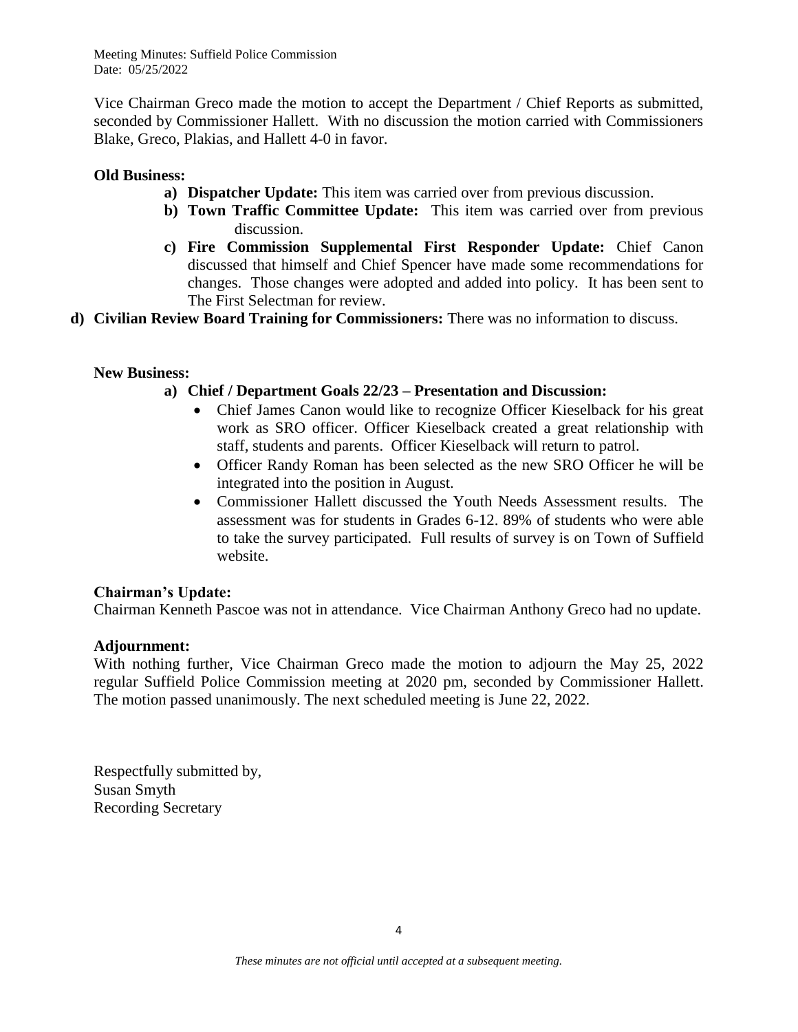Vice Chairman Greco made the motion to accept the Department / Chief Reports as submitted, seconded by Commissioner Hallett. With no discussion the motion carried with Commissioners Blake, Greco, Plakias, and Hallett 4-0 in favor.

**Old Business:**

a) **Dispatcher Update:** This item was carried over from previous discussion.

b) **Town Traffic Committee Update:** This item was carried over from previous discussion.

c) **Fire Commission Supplemental First Responder Update:** Chief Canon discussed that himself and Chief Spencer have made some recommendations for changes. Those changes were adopted and added into policy. It has been sent to The First Selectman for review.

d) **Civilian Review Board Training for Commissioners:** There was no information to discuss.

**New Business:**

a) **Chief / Department Goals 22/23 – Presentation and Discussion:**

- Chief James Canon would like to recognize Officer Kieselback for his great work as SRO officer. Officer Kieselback created a great relationship with staff, students and parents. Officer Kieselback will return to patrol.
- Officer Randy Roman has been selected as the new SRO Officer he will be integrated into the position in August.
- Commissioner Hallett discussed the Youth Needs Assessment results. The assessment was for students in Grades 6-12. 89% of students who were able to take the survey participated. Full results of survey is on Town of Suffield website.

**Chairman's Update:**

Chairman Kenneth Pascoe was not in attendance. Vice Chairman Anthony Greco had no update.

**Adjournment:**

With nothing further, Vice Chairman Greco made the motion to adjourn the May 25, 2022 regular Suffield Police Commission meeting at 2020 pm, seconded by Commissioner Hallett. The motion passed unanimously. The next scheduled meeting is June 22, 2022.

Respectfully submitted by,
Susan Smyth
Recording Secretary

*These minutes are not official until accepted at a subsequent meeting.*